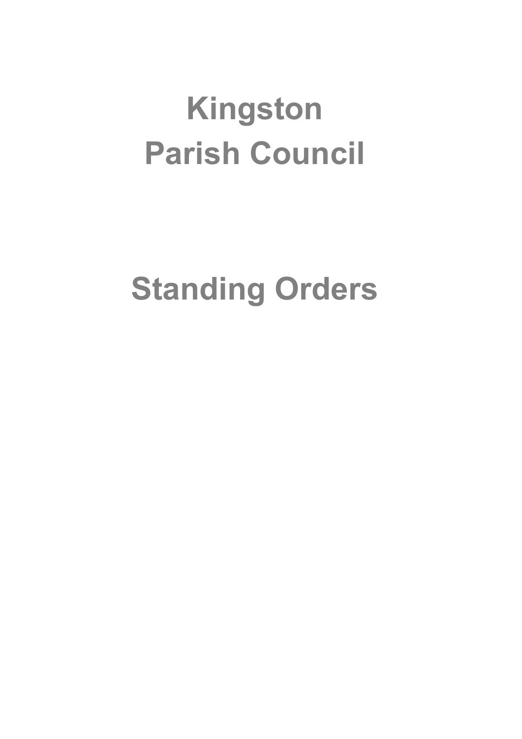# Kingston Parish Council

# Standing Orders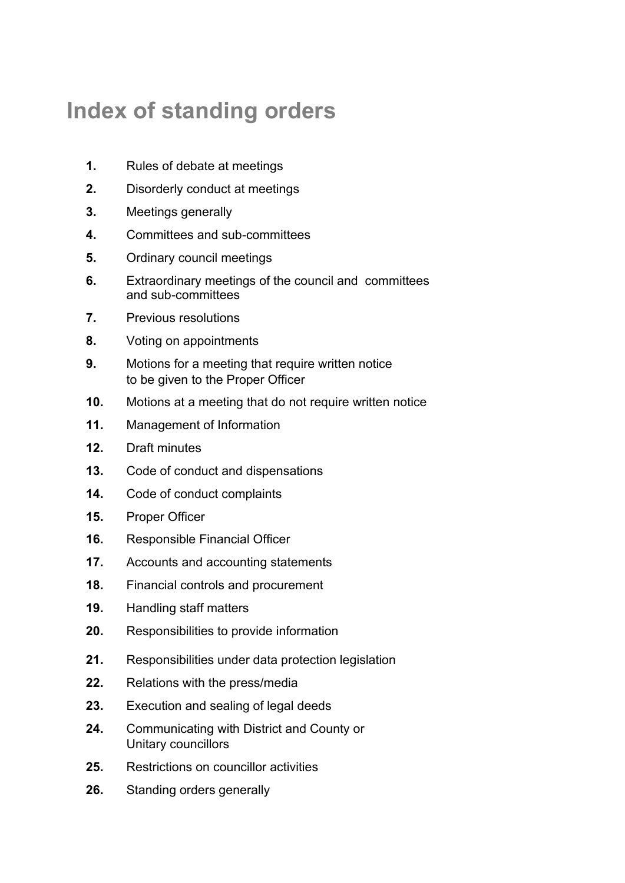# Index of standing orders

**1.** Rules of debate at meetings

**2.** Disorderly conduct at meetings

**3.** Meetings generally

**4.** Committees and sub-committees

**5.** Ordinary council meetings

**6.** Extraordinary meetings of the council and committees and sub-committees

**7.** Previous resolutions

**8.** Voting on appointments

**9.** Motions for a meeting that require written notice to be given to the Proper Officer

**10.** Motions at a meeting that do not require written notice

**11.** Management of Information

**12.** Draft minutes

**13.** Code of conduct and dispensations

**14.** Code of conduct complaints

**15.** Proper Officer

**16.** Responsible Financial Officer

**17.** Accounts and accounting statements

**18.** Financial controls and procurement

**19.** Handling staff matters

**20.** Responsibilities to provide information

**21.** Responsibilities under data protection legislation

**22.** Relations with the press/media

**23.** Execution and sealing of legal deeds

**24.** Communicating with District and County or Unitary councillors

**25.** Restrictions on councillor activities

**26.** Standing orders generally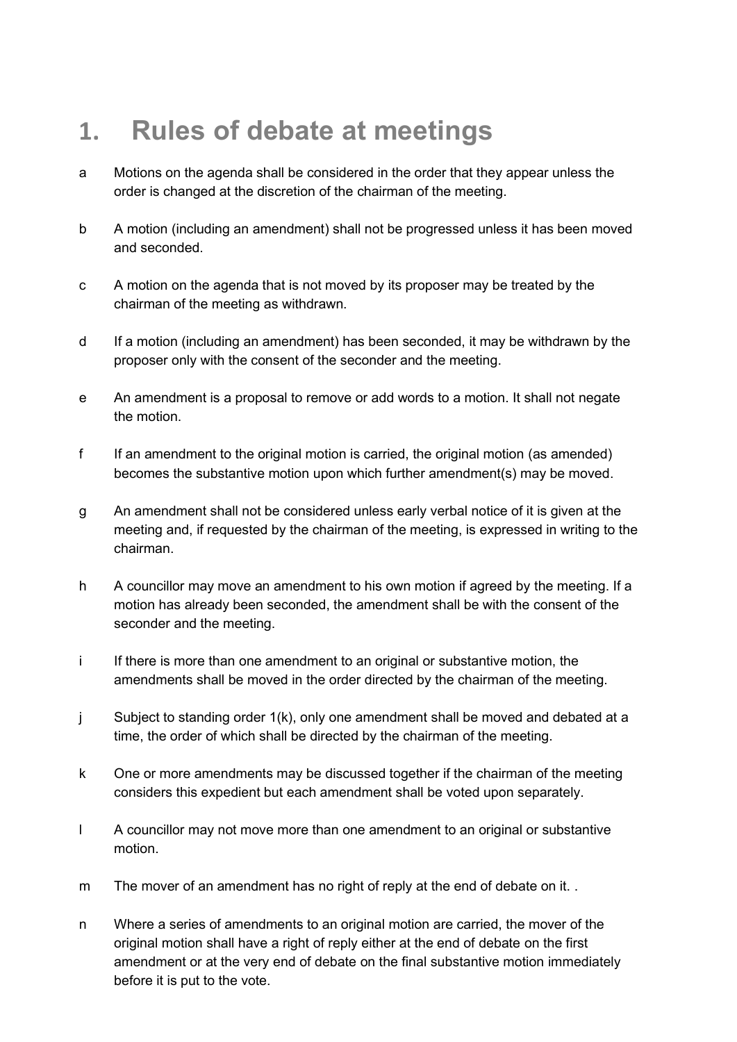# 1. Rules of debate at meetings

a Motions on the agenda shall be considered in the order that they appear unless the order is changed at the discretion of the chairman of the meeting.

b A motion (including an amendment) shall not be progressed unless it has been moved and seconded.

c A motion on the agenda that is not moved by its proposer may be treated by the chairman of the meeting as withdrawn.

d If a motion (including an amendment) has been seconded, it may be withdrawn by the proposer only with the consent of the seconder and the meeting.

e An amendment is a proposal to remove or add words to a motion. It shall not negate the motion.

f If an amendment to the original motion is carried, the original motion (as amended) becomes the substantive motion upon which further amendment(s) may be moved.

g An amendment shall not be considered unless early verbal notice of it is given at the meeting and, if requested by the chairman of the meeting, is expressed in writing to the chairman.

h A councillor may move an amendment to his own motion if agreed by the meeting. If a motion has already been seconded, the amendment shall be with the consent of the seconder and the meeting.

i If there is more than one amendment to an original or substantive motion, the amendments shall be moved in the order directed by the chairman of the meeting.

j Subject to standing order 1(k), only one amendment shall be moved and debated at a time, the order of which shall be directed by the chairman of the meeting.

k One or more amendments may be discussed together if the chairman of the meeting considers this expedient but each amendment shall be voted upon separately.

l A councillor may not move more than one amendment to an original or substantive motion.

m The mover of an amendment has no right of reply at the end of debate on it. .

n Where a series of amendments to an original motion are carried, the mover of the original motion shall have a right of reply either at the end of debate on the first amendment or at the very end of debate on the final substantive motion immediately before it is put to the vote.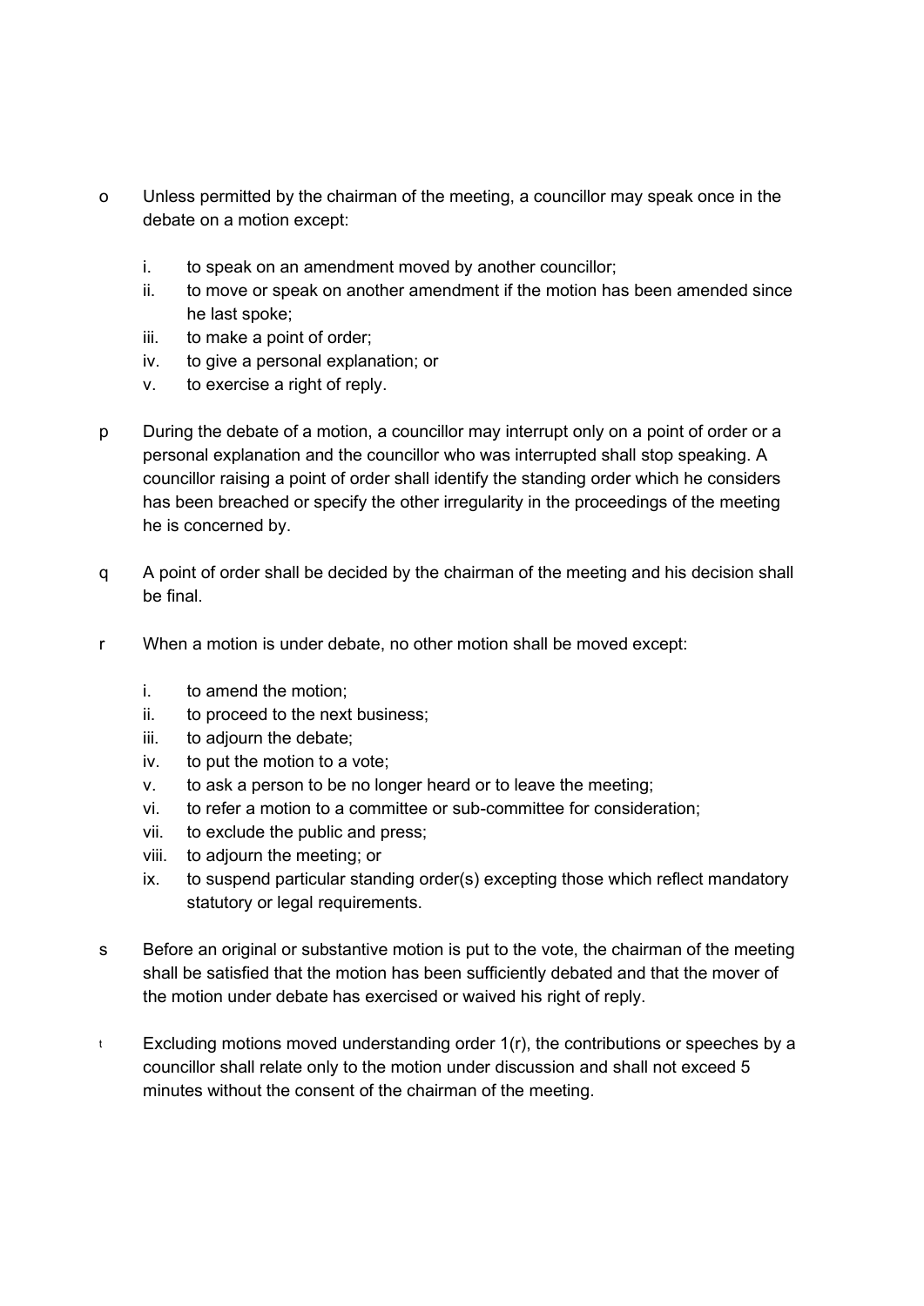o Unless permitted by the chairman of the meeting, a councillor may speak once in the debate on a motion except:

   i. to speak on an amendment moved by another councillor;
   ii. to move or speak on another amendment if the motion has been amended since he last spoke;
   iii. to make a point of order;
   iv. to give a personal explanation; or
   v. to exercise a right of reply.

p During the debate of a motion, a councillor may interrupt only on a point of order or a personal explanation and the councillor who was interrupted shall stop speaking. A councillor raising a point of order shall identify the standing order which he considers has been breached or specify the other irregularity in the proceedings of the meeting he is concerned by.

q A point of order shall be decided by the chairman of the meeting and his decision shall be final.

r When a motion is under debate, no other motion shall be moved except:

   i. to amend the motion;
   ii. to proceed to the next business;
   iii. to adjourn the debate;
   iv. to put the motion to a vote;
   v. to ask a person to be no longer heard or to leave the meeting;
   vi. to refer a motion to a committee or sub-committee for consideration;
   vii. to exclude the public and press;
   viii. to adjourn the meeting; or
   ix. to suspend particular standing order(s) excepting those which reflect mandatory statutory or legal requirements.

s Before an original or substantive motion is put to the vote, the chairman of the meeting shall be satisfied that the motion has been sufficiently debated and that the mover of the motion under debate has exercised or waived his right of reply.

t Excluding motions moved understanding order 1(r), the contributions or speeches by a councillor shall relate only to the motion under discussion and shall not exceed 5 minutes without the consent of the chairman of the meeting.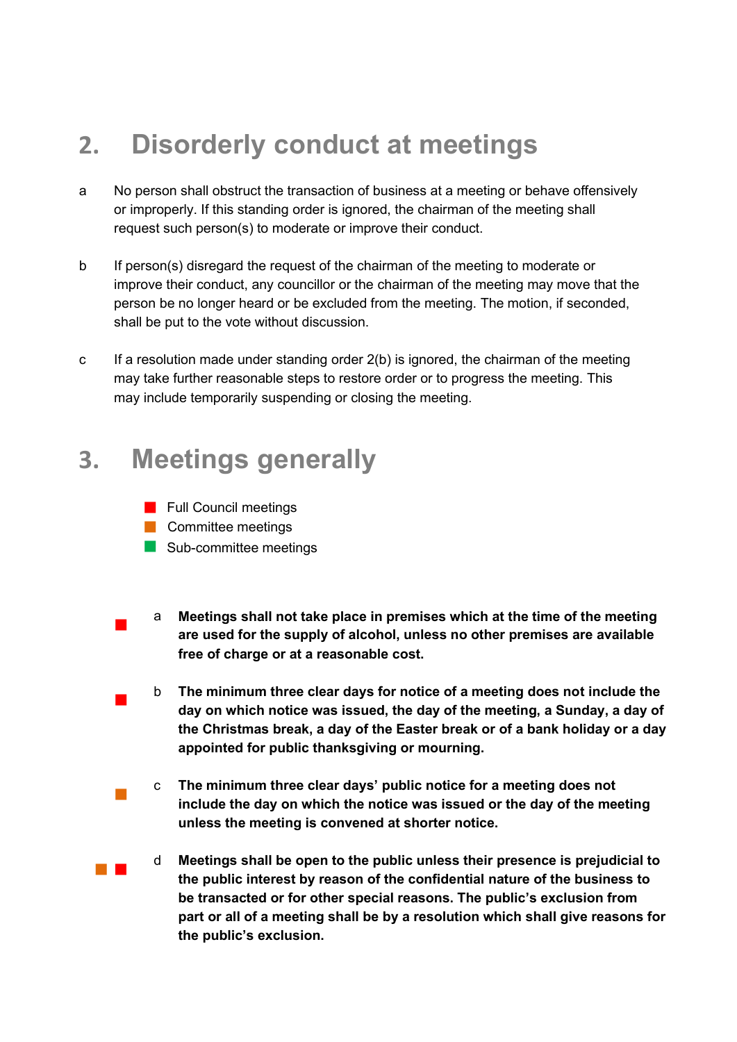## 2. Disorderly conduct at meetings

a No person shall obstruct the transaction of business at a meeting or behave offensively or improperly. If this standing order is ignored, the chairman of the meeting shall request such person(s) to moderate or improve their conduct.

b If person(s) disregard the request of the chairman of the meeting to moderate or improve their conduct, any councillor or the chairman of the meeting may move that the person be no longer heard or be excluded from the meeting. The motion, if seconded, shall be put to the vote without discussion.

c If a resolution made under standing order 2(b) is ignored, the chairman of the meeting may take further reasonable steps to restore order or to progress the meeting. This may include temporarily suspending or closing the meeting.

## 3. Meetings generally

- ■ (red) Full Council meetings
- ■ (orange) Committee meetings
- ■ (green) Sub-committee meetings

■ (red) a **Meetings shall not take place in premises which at the time of the meeting are used for the supply of alcohol, unless no other premises are available free of charge or at a reasonable cost.**

■ (red) b **The minimum three clear days for notice of a meeting does not include the day on which notice was issued, the day of the meeting, a Sunday, a day of the Christmas break, a day of the Easter break or of a bank holiday or a day appointed for public thanksgiving or mourning.**

■ (orange) c **The minimum three clear days' public notice for a meeting does not include the day on which the notice was issued or the day of the meeting unless the meeting is convened at shorter notice.**

■ (orange) ■ (red) d **Meetings shall be open to the public unless their presence is prejudicial to the public interest by reason of the confidential nature of the business to be transacted or for other special reasons. The public's exclusion from part or all of a meeting shall be by a resolution which shall give reasons for the public's exclusion.**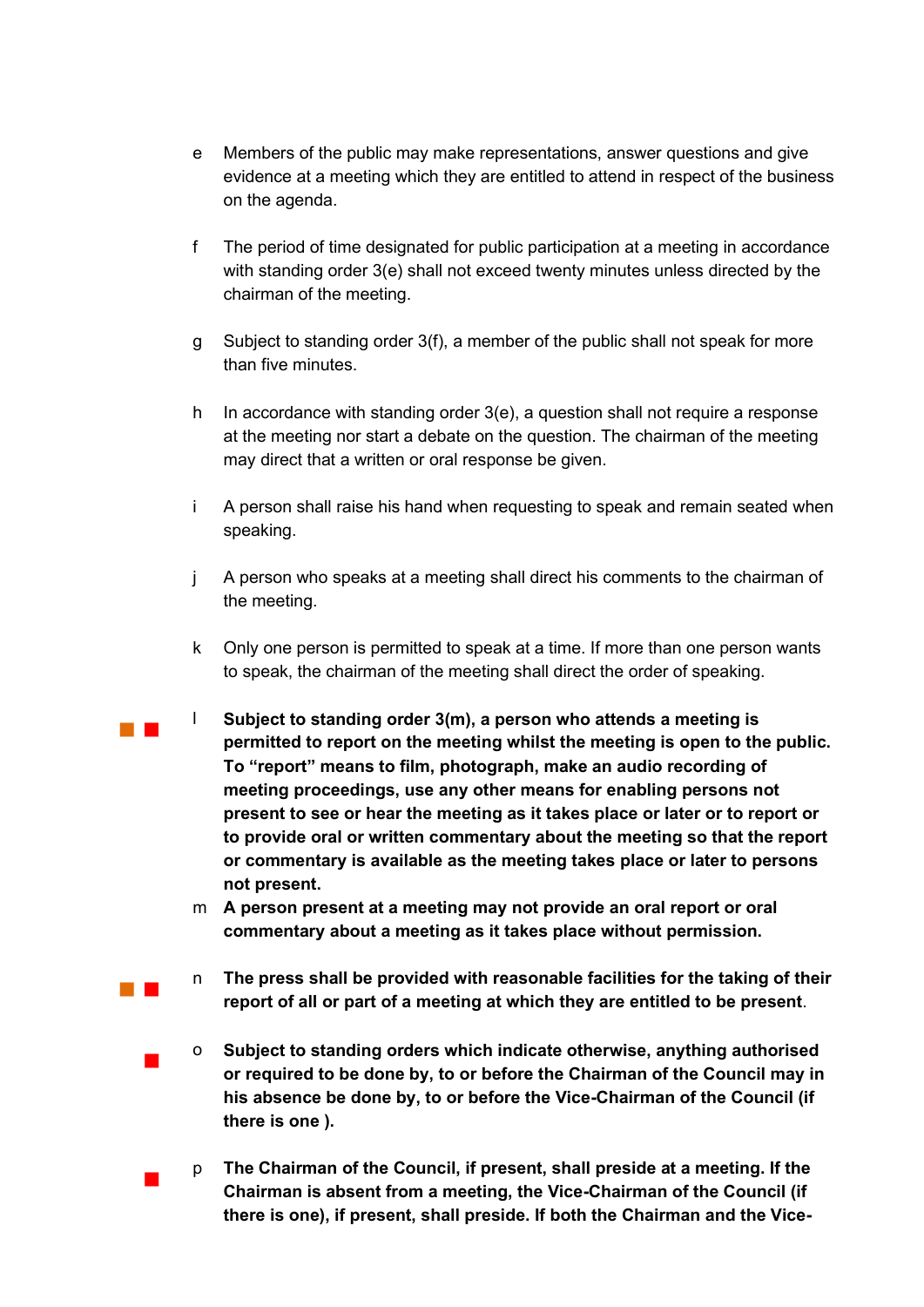e Members of the public may make representations, answer questions and give evidence at a meeting which they are entitled to attend in respect of the business on the agenda.

f The period of time designated for public participation at a meeting in accordance with standing order 3(e) shall not exceed twenty minutes unless directed by the chairman of the meeting.

g Subject to standing order 3(f), a member of the public shall not speak for more than five minutes.

h In accordance with standing order 3(e), a question shall not require a response at the meeting nor start a debate on the question. The chairman of the meeting may direct that a written or oral response be given.

i A person shall raise his hand when requesting to speak and remain seated when speaking.

j A person who speaks at a meeting shall direct his comments to the chairman of the meeting.

k Only one person is permitted to speak at a time. If more than one person wants to speak, the chairman of the meeting shall direct the order of speaking.

l **Subject to standing order 3(m), a person who attends a meeting is permitted to report on the meeting whilst the meeting is open to the public. To "report" means to film, photograph, make an audio recording of meeting proceedings, use any other means for enabling persons not present to see or hear the meeting as it takes place or later or to report or to provide oral or written commentary about the meeting so that the report or commentary is available as the meeting takes place or later to persons not present.**

m **A person present at a meeting may not provide an oral report or oral commentary about a meeting as it takes place without permission.**

n **The press shall be provided with reasonable facilities for the taking of their report of all or part of a meeting at which they are entitled to be present**.

o **Subject to standing orders which indicate otherwise, anything authorised or required to be done by, to or before the Chairman of the Council may in his absence be done by, to or before the Vice-Chairman of the Council (if there is one ).**

p **The Chairman of the Council, if present, shall preside at a meeting. If the Chairman is absent from a meeting, the Vice-Chairman of the Council (if there is one), if present, shall preside. If both the Chairman and the Vice-**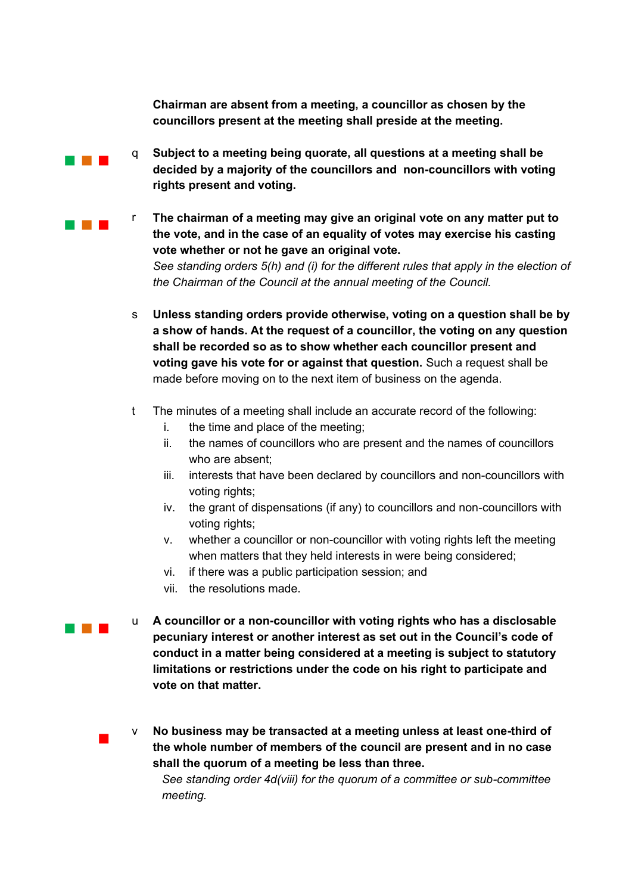**Chairman are absent from a meeting, a councillor as chosen by the councillors present at the meeting shall preside at the meeting.**

q **Subject to a meeting being quorate, all questions at a meeting shall be decided by a majority of the councillors and non-councillors with voting rights present and voting.**

r **The chairman of a meeting may give an original vote on any matter put to the vote, and in the case of an equality of votes may exercise his casting vote whether or not he gave an original vote.**
*See standing orders 5(h) and (i) for the different rules that apply in the election of the Chairman of the Council at the annual meeting of the Council.*

s **Unless standing orders provide otherwise, voting on a question shall be by a show of hands. At the request of a councillor, the voting on any question shall be recorded so as to show whether each councillor present and voting gave his vote for or against that question.** Such a request shall be made before moving on to the next item of business on the agenda.

t The minutes of a meeting shall include an accurate record of the following:

i. the time and place of the meeting;
ii. the names of councillors who are present and the names of councillors who are absent;
iii. interests that have been declared by councillors and non-councillors with voting rights;
iv. the grant of dispensations (if any) to councillors and non-councillors with voting rights;
v. whether a councillor or non-councillor with voting rights left the meeting when matters that they held interests in were being considered;
vi. if there was a public participation session; and
vii. the resolutions made.

u **A councillor or a non-councillor with voting rights who has a disclosable pecuniary interest or another interest as set out in the Council's code of conduct in a matter being considered at a meeting is subject to statutory limitations or restrictions under the code on his right to participate and vote on that matter.**

v **No business may be transacted at a meeting unless at least one-third of the whole number of members of the council are present and in no case shall the quorum of a meeting be less than three.**
*See standing order 4d(viii) for the quorum of a committee or sub-committee meeting.*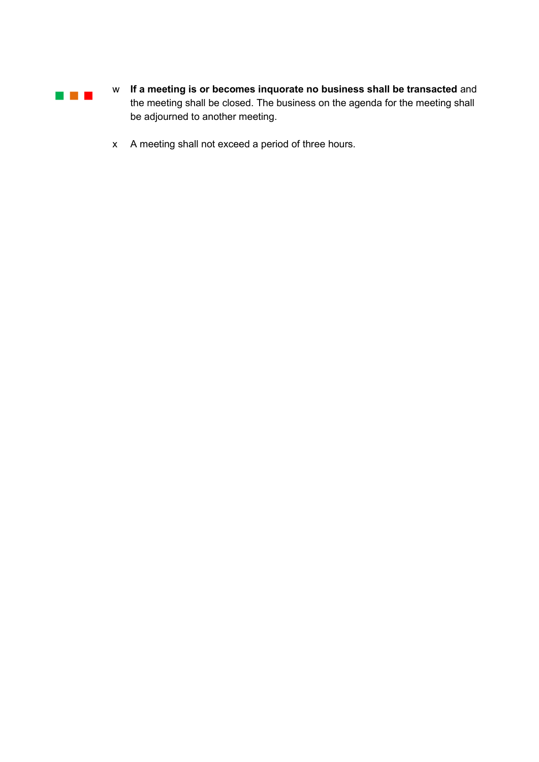w **If a meeting is or becomes inquorate no business shall be transacted** and the meeting shall be closed. The business on the agenda for the meeting shall be adjourned to another meeting.

x A meeting shall not exceed a period of three hours.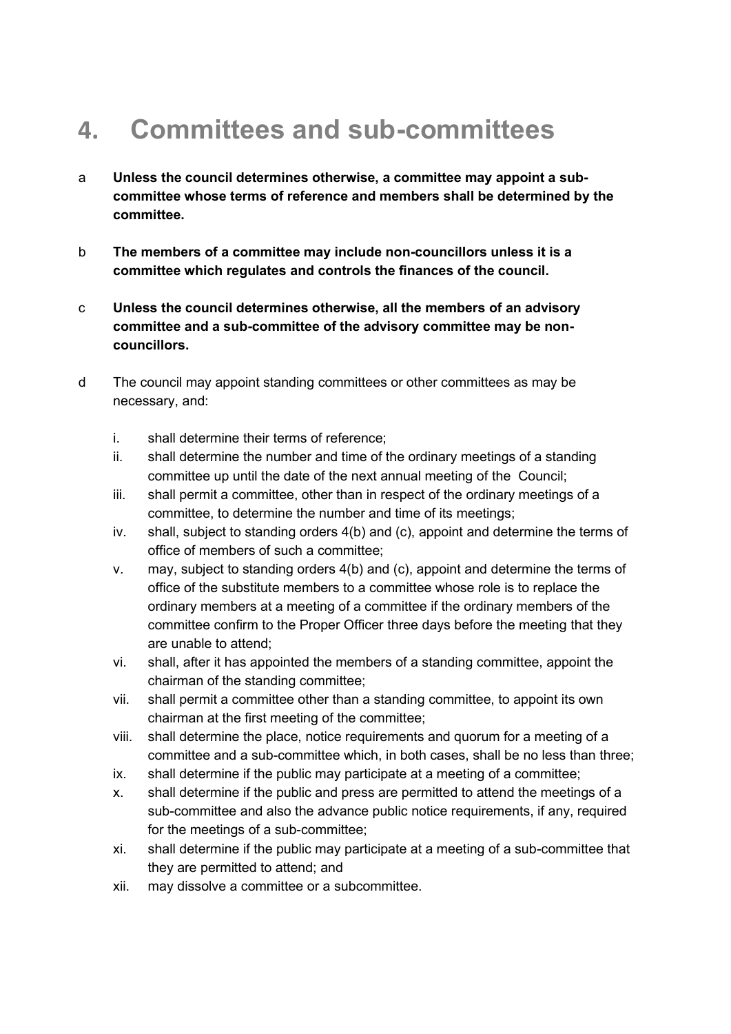# 4. Committees and sub-committees

a **Unless the council determines otherwise, a committee may appoint a sub-committee whose terms of reference and members shall be determined by the committee.**

b **The members of a committee may include non-councillors unless it is a committee which regulates and controls the finances of the council.**

c **Unless the council determines otherwise, all the members of an advisory committee and a sub-committee of the advisory committee may be non-councillors.**

d The council may appoint standing committees or other committees as may be necessary, and:

i. shall determine their terms of reference;
ii. shall determine the number and time of the ordinary meetings of a standing committee up until the date of the next annual meeting of the Council;
iii. shall permit a committee, other than in respect of the ordinary meetings of a committee, to determine the number and time of its meetings;
iv. shall, subject to standing orders 4(b) and (c), appoint and determine the terms of office of members of such a committee;
v. may, subject to standing orders 4(b) and (c), appoint and determine the terms of office of the substitute members to a committee whose role is to replace the ordinary members at a meeting of a committee if the ordinary members of the committee confirm to the Proper Officer three days before the meeting that they are unable to attend;
vi. shall, after it has appointed the members of a standing committee, appoint the chairman of the standing committee;
vii. shall permit a committee other than a standing committee, to appoint its own chairman at the first meeting of the committee;
viii. shall determine the place, notice requirements and quorum for a meeting of a committee and a sub-committee which, in both cases, shall be no less than three;
ix. shall determine if the public may participate at a meeting of a committee;
x. shall determine if the public and press are permitted to attend the meetings of a sub-committee and also the advance public notice requirements, if any, required for the meetings of a sub-committee;
xi. shall determine if the public may participate at a meeting of a sub-committee that they are permitted to attend; and
xii. may dissolve a committee or a subcommittee.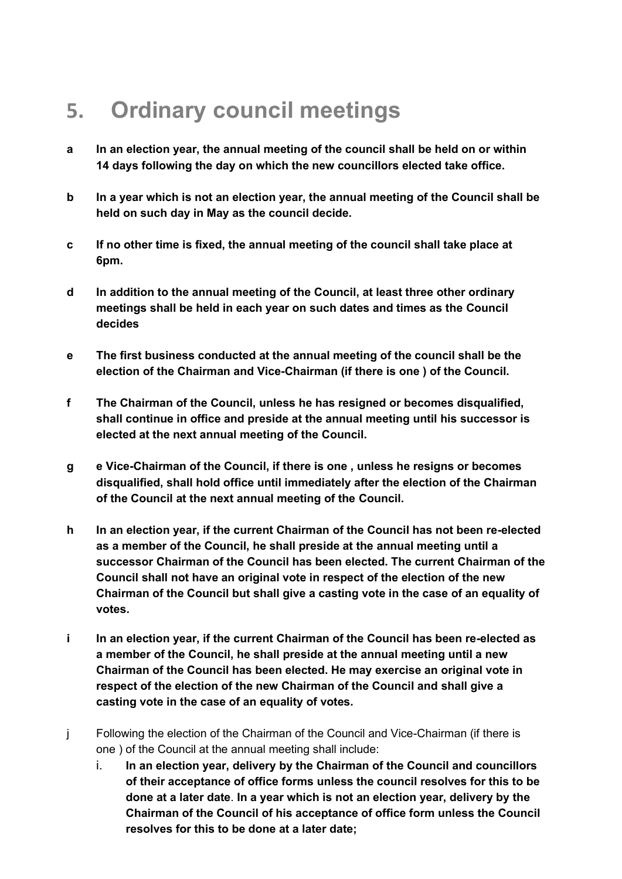# 5. Ordinary council meetings

**a** **In an election year, the annual meeting of the council shall be held on or within 14 days following the day on which the new councillors elected take office.**

**b** **In a year which is not an election year, the annual meeting of the Council shall be held on such day in May as the council decide.**

**c** **If no other time is fixed, the annual meeting of the council shall take place at 6pm.**

**d** **In addition to the annual meeting of the Council, at least three other ordinary meetings shall be held in each year on such dates and times as the Council decides**

**e** **The first business conducted at the annual meeting of the council shall be the election of the Chairman and Vice-Chairman (if there is one ) of the Council.**

**f** **The Chairman of the Council, unless he has resigned or becomes disqualified, shall continue in office and preside at the annual meeting until his successor is elected at the next annual meeting of the Council.**

**g** **e Vice-Chairman of the Council, if there is one , unless he resigns or becomes disqualified, shall hold office until immediately after the election of the Chairman of the Council at the next annual meeting of the Council.**

**h** **In an election year, if the current Chairman of the Council has not been re-elected as a member of the Council, he shall preside at the annual meeting until a successor Chairman of the Council has been elected. The current Chairman of the Council shall not have an original vote in respect of the election of the new Chairman of the Council but shall give a casting vote in the case of an equality of votes.**

**i** **In an election year, if the current Chairman of the Council has been re-elected as a member of the Council, he shall preside at the annual meeting until a new Chairman of the Council has been elected. He may exercise an original vote in respect of the election of the new Chairman of the Council and shall give a casting vote in the case of an equality of votes.**

j Following the election of the Chairman of the Council and Vice-Chairman (if there is one ) of the Council at the annual meeting shall include:

i. **In an election year, delivery by the Chairman of the Council and councillors of their acceptance of office forms unless the council resolves for this to be done at a later date**. **In a year which is not an election year, delivery by the Chairman of the Council of his acceptance of office form unless the Council resolves for this to be done at a later date;**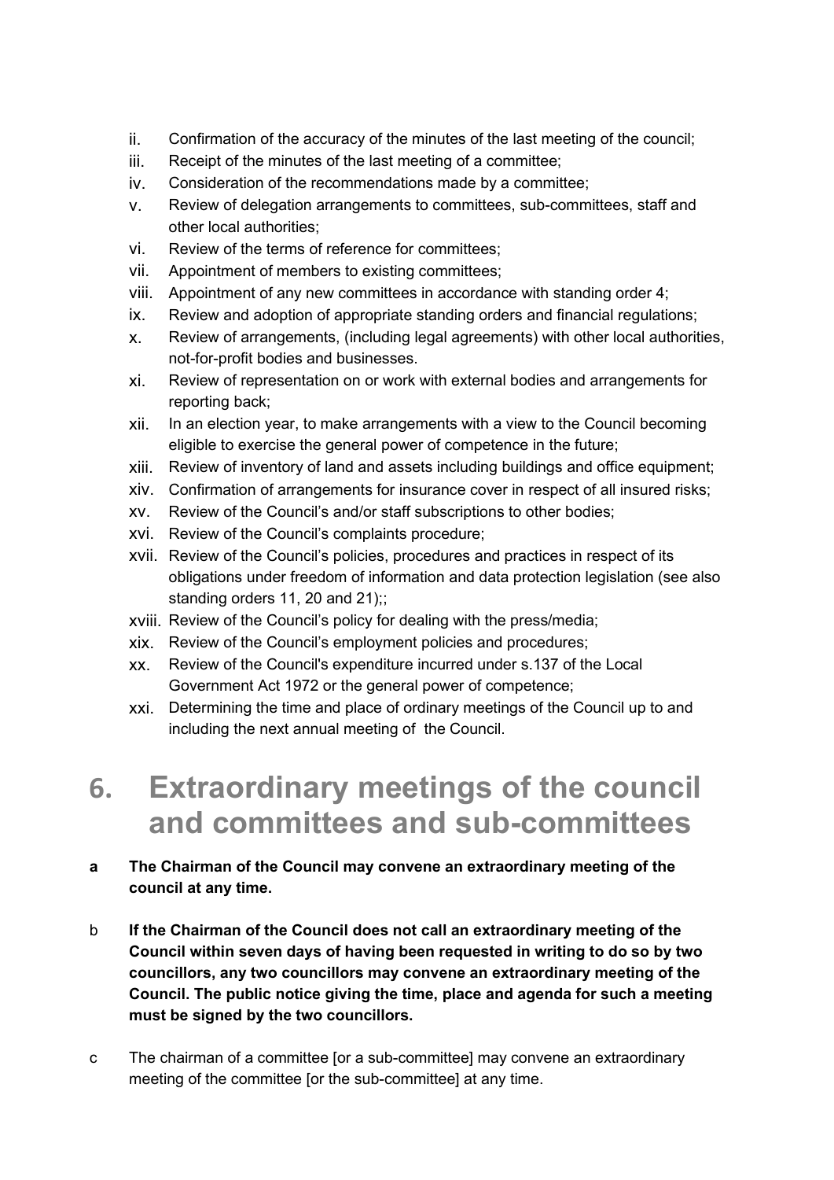ii. Confirmation of the accuracy of the minutes of the last meeting of the council;
iii. Receipt of the minutes of the last meeting of a committee;
iv. Consideration of the recommendations made by a committee;
v. Review of delegation arrangements to committees, sub-committees, staff and other local authorities;
vi. Review of the terms of reference for committees;
vii. Appointment of members to existing committees;
viii. Appointment of any new committees in accordance with standing order 4;
ix. Review and adoption of appropriate standing orders and financial regulations;
x. Review of arrangements, (including legal agreements) with other local authorities, not-for-profit bodies and businesses.
xi. Review of representation on or work with external bodies and arrangements for reporting back;
xii. In an election year, to make arrangements with a view to the Council becoming eligible to exercise the general power of competence in the future;
xiii. Review of inventory of land and assets including buildings and office equipment;
xiv. Confirmation of arrangements for insurance cover in respect of all insured risks;
xv. Review of the Council's and/or staff subscriptions to other bodies;
xvi. Review of the Council's complaints procedure;
xvii. Review of the Council's policies, procedures and practices in respect of its obligations under freedom of information and data protection legislation (see also standing orders 11, 20 and 21);;
xviii. Review of the Council's policy for dealing with the press/media;
xix. Review of the Council's employment policies and procedures;
xx. Review of the Council's expenditure incurred under s.137 of the Local Government Act 1972 or the general power of competence;
xxi. Determining the time and place of ordinary meetings of the Council up to and including the next annual meeting of the Council.

# 6. Extraordinary meetings of the council and committees and sub-committees

**a The Chairman of the Council may convene an extraordinary meeting of the council at any time.**

b **If the Chairman of the Council does not call an extraordinary meeting of the Council within seven days of having been requested in writing to do so by two councillors, any two councillors may convene an extraordinary meeting of the Council. The public notice giving the time, place and agenda for such a meeting must be signed by the two councillors.**

c The chairman of a committee [or a sub-committee] may convene an extraordinary meeting of the committee [or the sub-committee] at any time.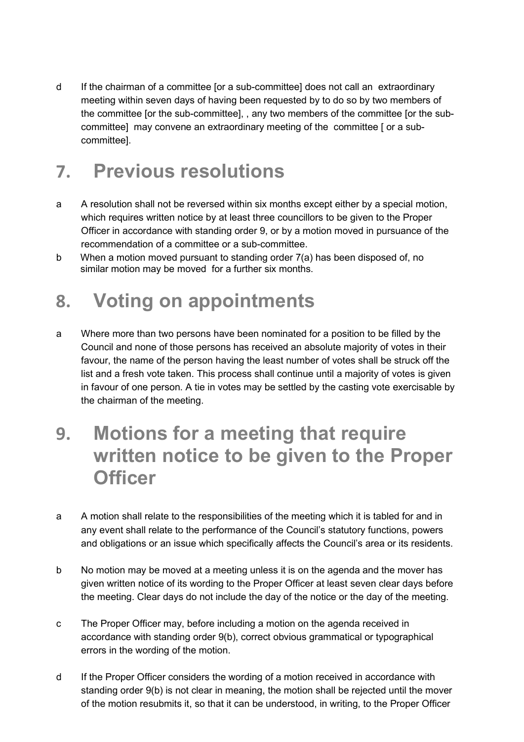d If the chairman of a committee [or a sub-committee] does not call an extraordinary meeting within seven days of having been requested by to do so by two members of the committee [or the sub-committee], , any two members of the committee [or the sub-committee] may convene an extraordinary meeting of the committee [ or a sub-committee].

## 7. Previous resolutions

a A resolution shall not be reversed within six months except either by a special motion, which requires written notice by at least three councillors to be given to the Proper Officer in accordance with standing order 9, or by a motion moved in pursuance of the recommendation of a committee or a sub-committee.

b When a motion moved pursuant to standing order 7(a) has been disposed of, no similar motion may be moved for a further six months.

## 8. Voting on appointments

a Where more than two persons have been nominated for a position to be filled by the Council and none of those persons has received an absolute majority of votes in their favour, the name of the person having the least number of votes shall be struck off the list and a fresh vote taken. This process shall continue until a majority of votes is given in favour of one person. A tie in votes may be settled by the casting vote exercisable by the chairman of the meeting.

## 9. Motions for a meeting that require written notice to be given to the Proper Officer

a A motion shall relate to the responsibilities of the meeting which it is tabled for and in any event shall relate to the performance of the Council's statutory functions, powers and obligations or an issue which specifically affects the Council's area or its residents.

b No motion may be moved at a meeting unless it is on the agenda and the mover has given written notice of its wording to the Proper Officer at least seven clear days before the meeting. Clear days do not include the day of the notice or the day of the meeting.

c The Proper Officer may, before including a motion on the agenda received in accordance with standing order 9(b), correct obvious grammatical or typographical errors in the wording of the motion.

d If the Proper Officer considers the wording of a motion received in accordance with standing order 9(b) is not clear in meaning, the motion shall be rejected until the mover of the motion resubmits it, so that it can be understood, in writing, to the Proper Officer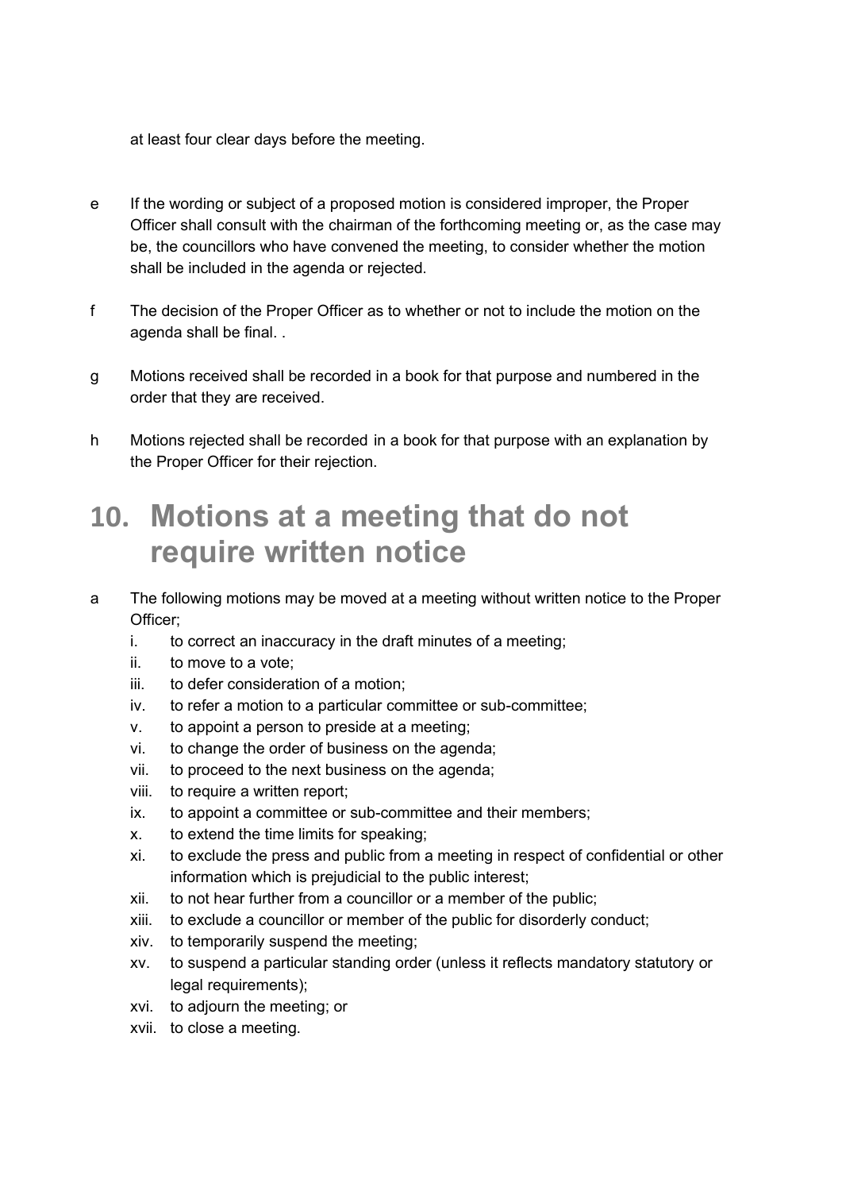at least four clear days before the meeting.

e If the wording or subject of a proposed motion is considered improper, the Proper Officer shall consult with the chairman of the forthcoming meeting or, as the case may be, the councillors who have convened the meeting, to consider whether the motion shall be included in the agenda or rejected.

f The decision of the Proper Officer as to whether or not to include the motion on the agenda shall be final. .

g Motions received shall be recorded in a book for that purpose and numbered in the order that they are received.

h Motions rejected shall be recorded in a book for that purpose with an explanation by the Proper Officer for their rejection.

# 10. Motions at a meeting that do not require written notice

a The following motions may be moved at a meeting without written notice to the Proper Officer;

i. to correct an inaccuracy in the draft minutes of a meeting;
ii. to move to a vote;
iii. to defer consideration of a motion;
iv. to refer a motion to a particular committee or sub-committee;
v. to appoint a person to preside at a meeting;
vi. to change the order of business on the agenda;
vii. to proceed to the next business on the agenda;
viii. to require a written report;
ix. to appoint a committee or sub-committee and their members;
x. to extend the time limits for speaking;
xi. to exclude the press and public from a meeting in respect of confidential or other information which is prejudicial to the public interest;
xii. to not hear further from a councillor or a member of the public;
xiii. to exclude a councillor or member of the public for disorderly conduct;
xiv. to temporarily suspend the meeting;
xv. to suspend a particular standing order (unless it reflects mandatory statutory or legal requirements);
xvi. to adjourn the meeting; or
xvii. to close a meeting.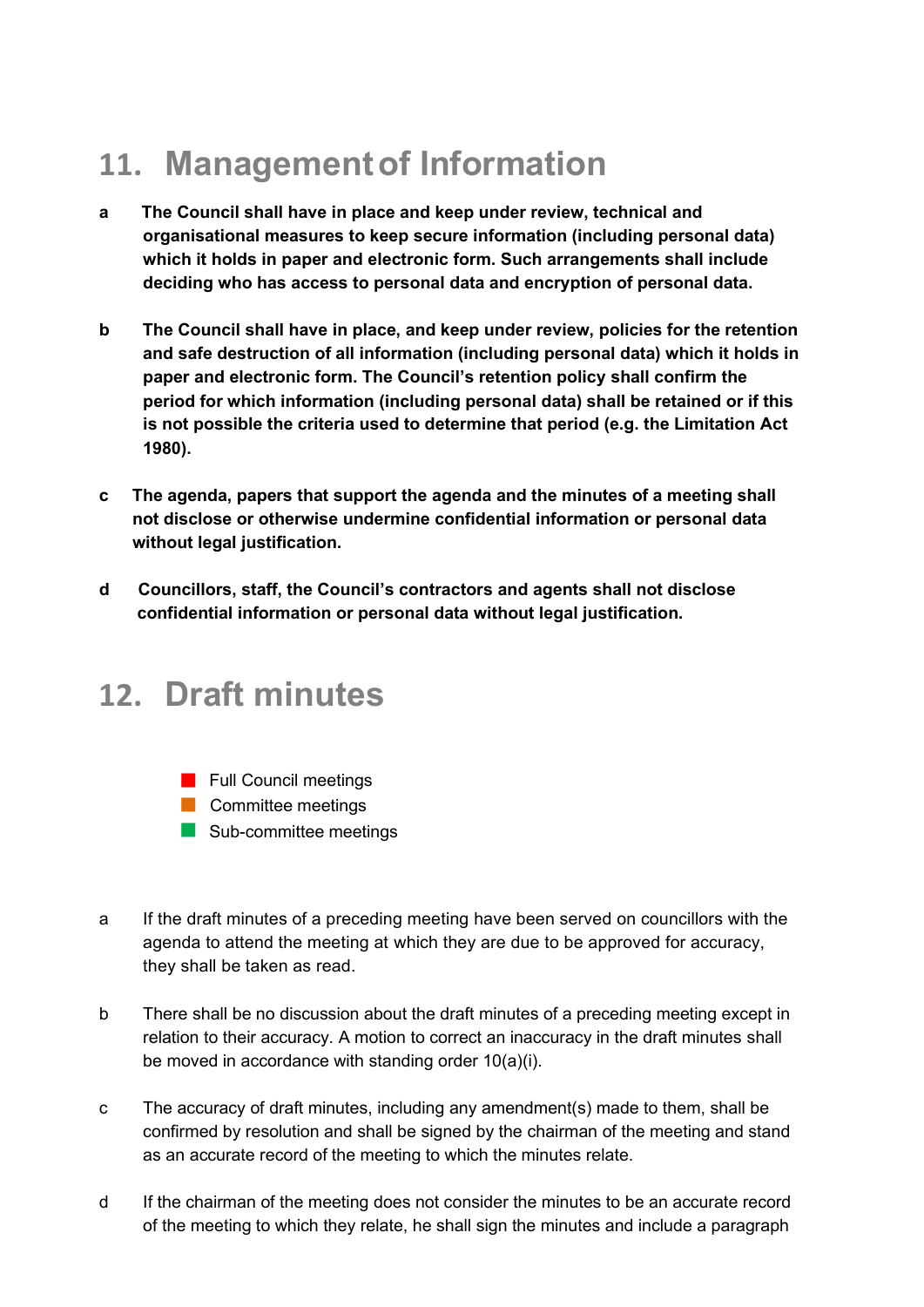## 11. Management of Information

**a The Council shall have in place and keep under review, technical and organisational measures to keep secure information (including personal data) which it holds in paper and electronic form. Such arrangements shall include deciding who has access to personal data and encryption of personal data.**

**b The Council shall have in place, and keep under review, policies for the retention and safe destruction of all information (including personal data) which it holds in paper and electronic form. The Council's retention policy shall confirm the period for which information (including personal data) shall be retained or if this is not possible the criteria used to determine that period (e.g. the Limitation Act 1980).**

**c The agenda, papers that support the agenda and the minutes of a meeting shall not disclose or otherwise undermine confidential information or personal data without legal justification.**

**d Councillors, staff, the Council's contractors and agents shall not disclose confidential information or personal data without legal justification.**

## 12. Draft minutes

- Full Council meetings
- Committee meetings
- Sub-committee meetings

a If the draft minutes of a preceding meeting have been served on councillors with the agenda to attend the meeting at which they are due to be approved for accuracy, they shall be taken as read.

b There shall be no discussion about the draft minutes of a preceding meeting except in relation to their accuracy. A motion to correct an inaccuracy in the draft minutes shall be moved in accordance with standing order 10(a)(i).

c The accuracy of draft minutes, including any amendment(s) made to them, shall be confirmed by resolution and shall be signed by the chairman of the meeting and stand as an accurate record of the meeting to which the minutes relate.

d If the chairman of the meeting does not consider the minutes to be an accurate record of the meeting to which they relate, he shall sign the minutes and include a paragraph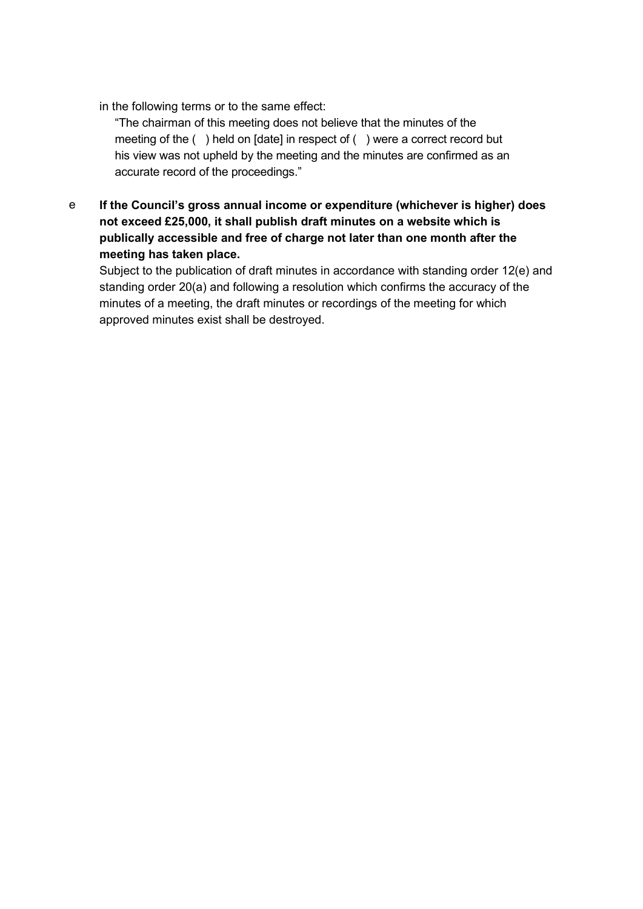in the following terms or to the same effect:

"The chairman of this meeting does not believe that the minutes of the meeting of the ( ) held on [date] in respect of ( ) were a correct record but his view was not upheld by the meeting and the minutes are confirmed as an accurate record of the proceedings."

e **If the Council's gross annual income or expenditure (whichever is higher) does not exceed £25,000, it shall publish draft minutes on a website which is publically accessible and free of charge not later than one month after the meeting has taken place.**

Subject to the publication of draft minutes in accordance with standing order 12(e) and standing order 20(a) and following a resolution which confirms the accuracy of the minutes of a meeting, the draft minutes or recordings of the meeting for which approved minutes exist shall be destroyed.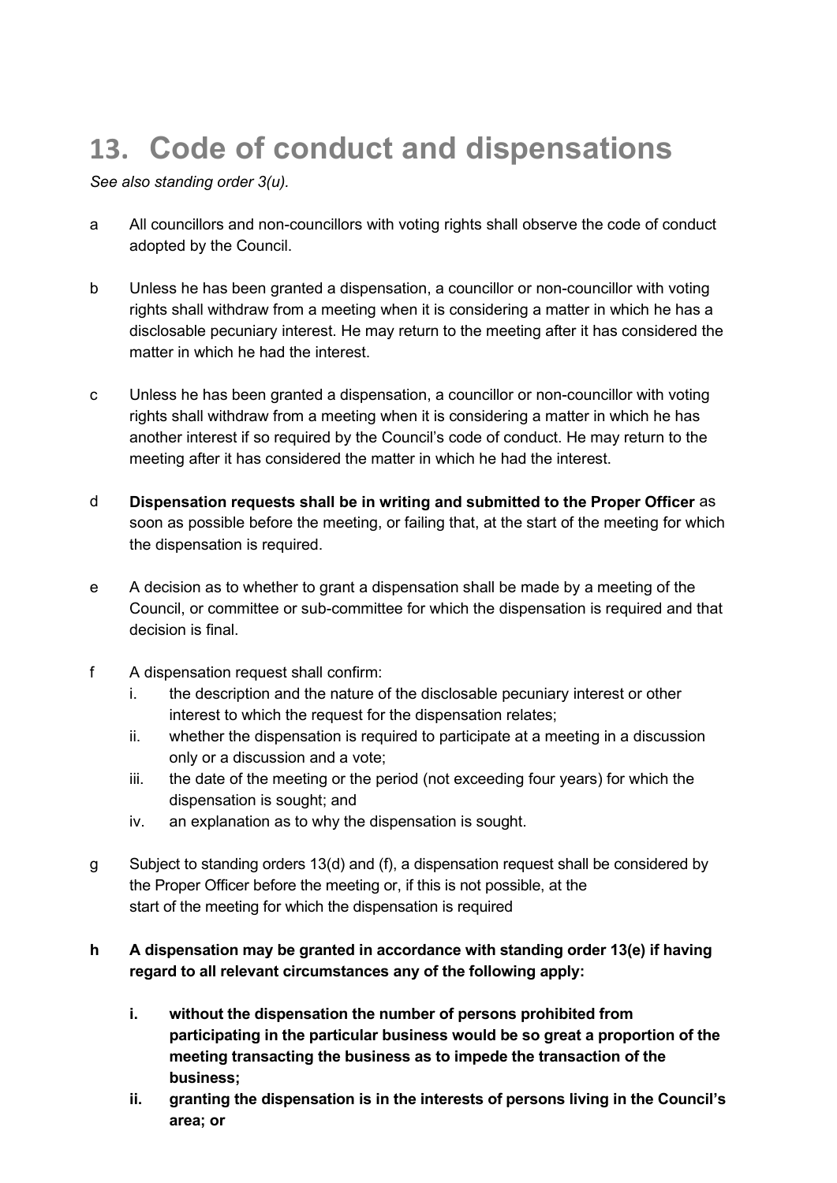# 13. Code of conduct and dispensations

*See also standing order 3(u).*

a All councillors and non-councillors with voting rights shall observe the code of conduct adopted by the Council.

b Unless he has been granted a dispensation, a councillor or non-councillor with voting rights shall withdraw from a meeting when it is considering a matter in which he has a disclosable pecuniary interest. He may return to the meeting after it has considered the matter in which he had the interest.

c Unless he has been granted a dispensation, a councillor or non-councillor with voting rights shall withdraw from a meeting when it is considering a matter in which he has another interest if so required by the Council's code of conduct. He may return to the meeting after it has considered the matter in which he had the interest.

d **Dispensation requests shall be in writing and submitted to the Proper Officer** as soon as possible before the meeting, or failing that, at the start of the meeting for which the dispensation is required.

e A decision as to whether to grant a dispensation shall be made by a meeting of the Council, or committee or sub-committee for which the dispensation is required and that decision is final.

f A dispensation request shall confirm:

  i. the description and the nature of the disclosable pecuniary interest or other interest to which the request for the dispensation relates;
  ii. whether the dispensation is required to participate at a meeting in a discussion only or a discussion and a vote;
  iii. the date of the meeting or the period (not exceeding four years) for which the dispensation is sought; and
  iv. an explanation as to why the dispensation is sought.

g Subject to standing orders 13(d) and (f), a dispensation request shall be considered by the Proper Officer before the meeting or, if this is not possible, at the start of the meeting for which the dispensation is required

**h A dispensation may be granted in accordance with standing order 13(e) if having regard to all relevant circumstances any of the following apply:**

  **i. without the dispensation the number of persons prohibited from participating in the particular business would be so great a proportion of the meeting transacting the business as to impede the transaction of the business;**
  **ii. granting the dispensation is in the interests of persons living in the Council's area; or**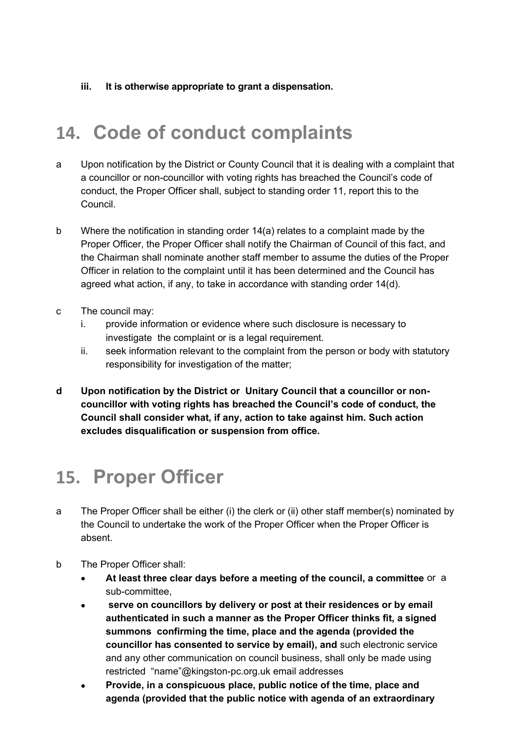**iii. It is otherwise appropriate to grant a dispensation.**

## 14. Code of conduct complaints

a Upon notification by the District or County Council that it is dealing with a complaint that a councillor or non-councillor with voting rights has breached the Council's code of conduct, the Proper Officer shall, subject to standing order 11, report this to the Council.

b Where the notification in standing order 14(a) relates to a complaint made by the Proper Officer, the Proper Officer shall notify the Chairman of Council of this fact, and the Chairman shall nominate another staff member to assume the duties of the Proper Officer in relation to the complaint until it has been determined and the Council has agreed what action, if any, to take in accordance with standing order 14(d).

c The council may:

i. provide information or evidence where such disclosure is necessary to investigate the complaint or is a legal requirement.

ii. seek information relevant to the complaint from the person or body with statutory responsibility for investigation of the matter;

**d Upon notification by the District or Unitary Council that a councillor or non-councillor with voting rights has breached the Council's code of conduct, the Council shall consider what, if any, action to take against him. Such action excludes disqualification or suspension from office.**

## 15. Proper Officer

a The Proper Officer shall be either (i) the clerk or (ii) other staff member(s) nominated by the Council to undertake the work of the Proper Officer when the Proper Officer is absent.

b The Proper Officer shall:

- **At least three clear days before a meeting of the council, a committee** or a sub-committee,
- **serve on councillors by delivery or post at their residences or by email authenticated in such a manner as the Proper Officer thinks fit, a signed summons confirming the time, place and the agenda (provided the councillor has consented to service by email), and** such electronic service and any other communication on council business, shall only be made using restricted "name"@kingston-pc.org.uk email addresses
- **Provide, in a conspicuous place, public notice of the time, place and agenda (provided that the public notice with agenda of an extraordinary**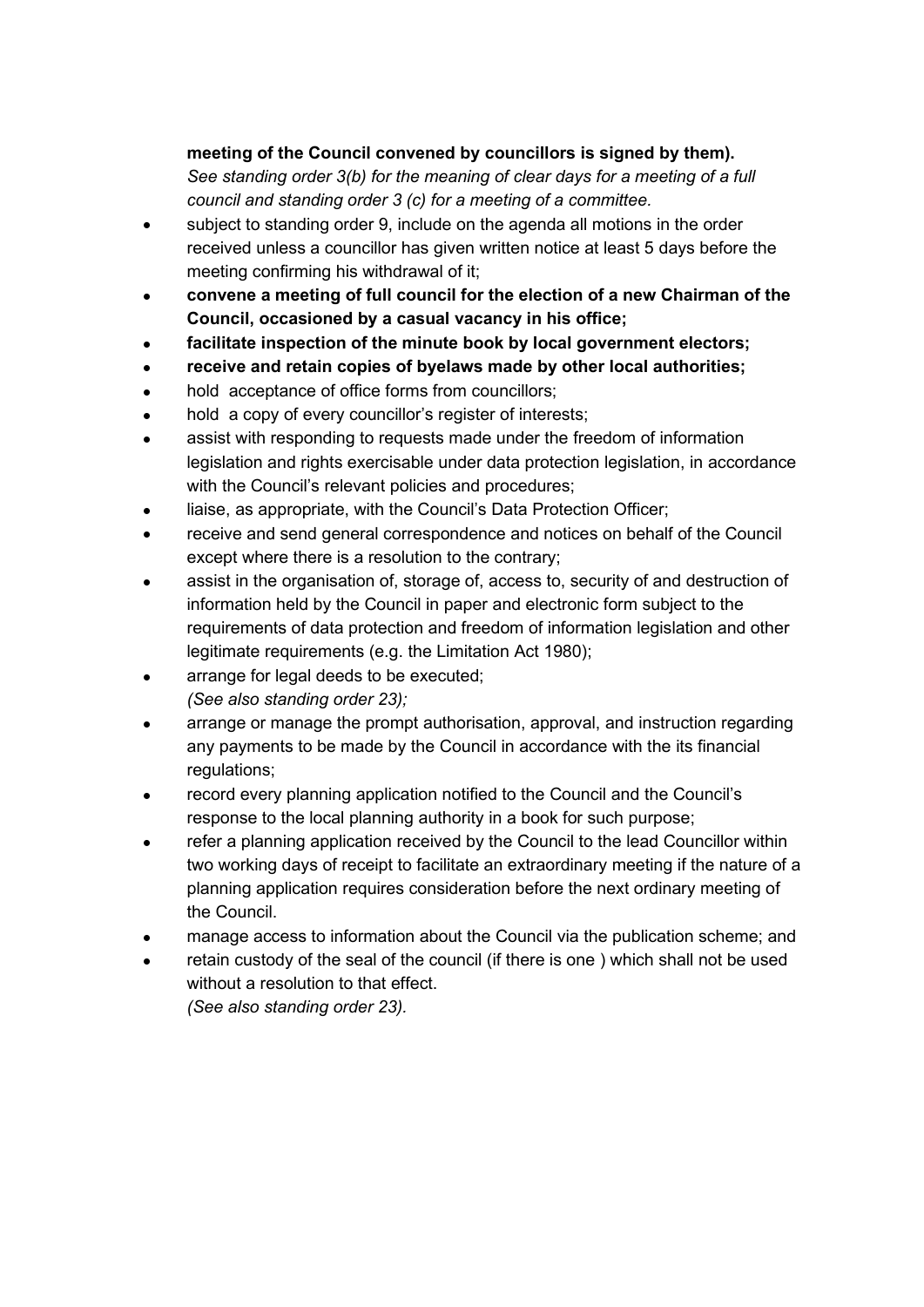**meeting of the Council convened by councillors is signed by them).**
*See standing order 3(b) for the meaning of clear days for a meeting of a full council and standing order 3 (c) for a meeting of a committee.*

- subject to standing order 9, include on the agenda all motions in the order received unless a councillor has given written notice at least 5 days before the meeting confirming his withdrawal of it;
- **convene a meeting of full council for the election of a new Chairman of the Council, occasioned by a casual vacancy in his office;**
- **facilitate inspection of the minute book by local government electors;**
- **receive and retain copies of byelaws made by other local authorities;**
- hold acceptance of office forms from councillors;
- hold a copy of every councillor's register of interests;
- assist with responding to requests made under the freedom of information legislation and rights exercisable under data protection legislation, in accordance with the Council's relevant policies and procedures;
- liaise, as appropriate, with the Council's Data Protection Officer;
- receive and send general correspondence and notices on behalf of the Council except where there is a resolution to the contrary;
- assist in the organisation of, storage of, access to, security of and destruction of information held by the Council in paper and electronic form subject to the requirements of data protection and freedom of information legislation and other legitimate requirements (e.g. the Limitation Act 1980);
- arrange for legal deeds to be executed;
  *(See also standing order 23);*
- arrange or manage the prompt authorisation, approval, and instruction regarding any payments to be made by the Council in accordance with the its financial regulations;
- record every planning application notified to the Council and the Council's response to the local planning authority in a book for such purpose;
- refer a planning application received by the Council to the lead Councillor within two working days of receipt to facilitate an extraordinary meeting if the nature of a planning application requires consideration before the next ordinary meeting of the Council.
- manage access to information about the Council via the publication scheme; and
- retain custody of the seal of the council (if there is one ) which shall not be used without a resolution to that effect.
  *(See also standing order 23).*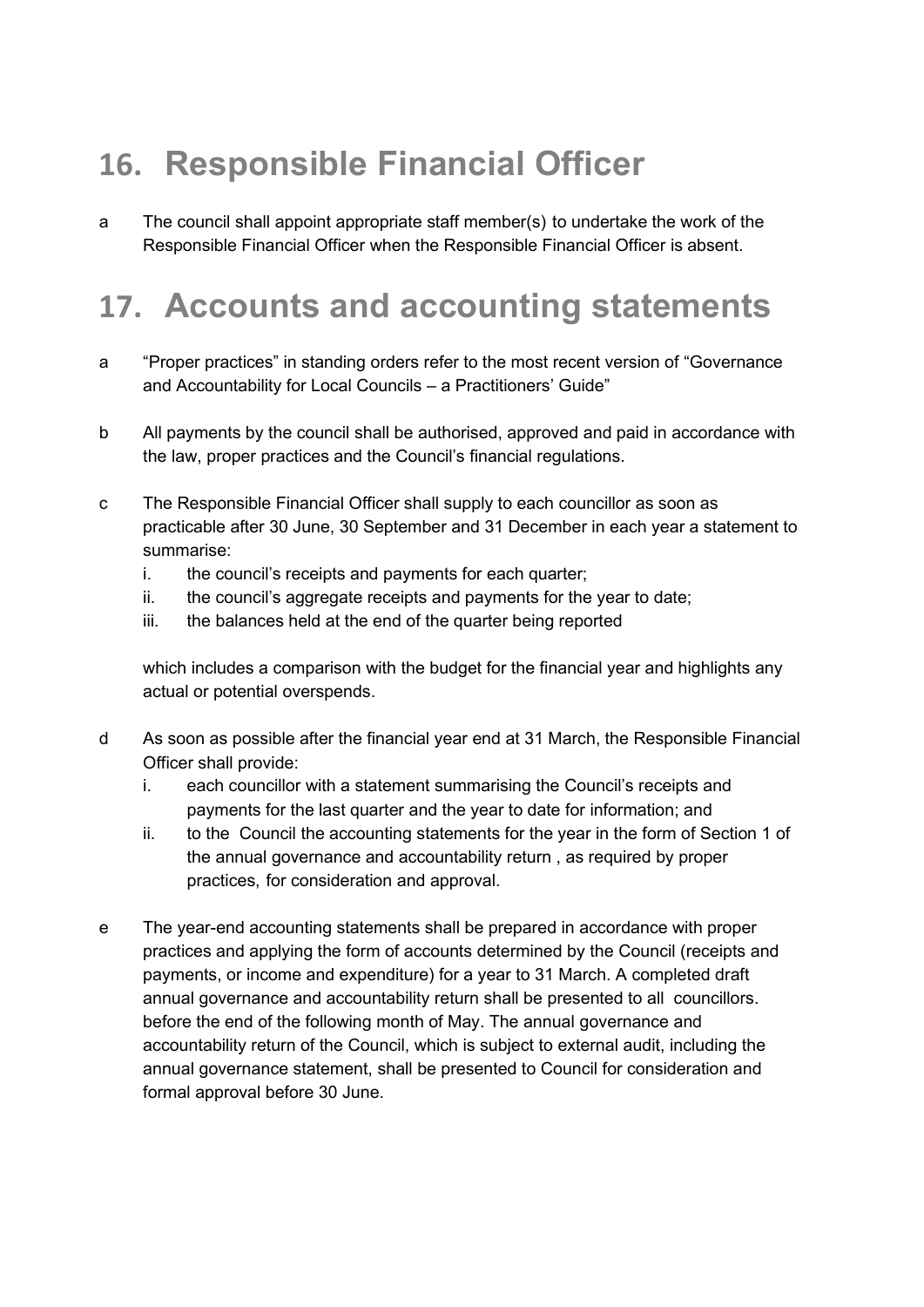## 16. Responsible Financial Officer

a The council shall appoint appropriate staff member(s) to undertake the work of the Responsible Financial Officer when the Responsible Financial Officer is absent.

## 17. Accounts and accounting statements

a "Proper practices" in standing orders refer to the most recent version of "Governance and Accountability for Local Councils – a Practitioners' Guide"

b All payments by the council shall be authorised, approved and paid in accordance with the law, proper practices and the Council's financial regulations.

c The Responsible Financial Officer shall supply to each councillor as soon as practicable after 30 June, 30 September and 31 December in each year a statement to summarise:

 i. the council's receipts and payments for each quarter;
 ii. the council's aggregate receipts and payments for the year to date;
 iii. the balances held at the end of the quarter being reported

 which includes a comparison with the budget for the financial year and highlights any actual or potential overspends.

d As soon as possible after the financial year end at 31 March, the Responsible Financial Officer shall provide:

 i. each councillor with a statement summarising the Council's receipts and payments for the last quarter and the year to date for information; and
 ii. to the Council the accounting statements for the year in the form of Section 1 of the annual governance and accountability return , as required by proper practices, for consideration and approval.

e The year-end accounting statements shall be prepared in accordance with proper practices and applying the form of accounts determined by the Council (receipts and payments, or income and expenditure) for a year to 31 March. A completed draft annual governance and accountability return shall be presented to all councillors. before the end of the following month of May. The annual governance and accountability return of the Council, which is subject to external audit, including the annual governance statement, shall be presented to Council for consideration and formal approval before 30 June.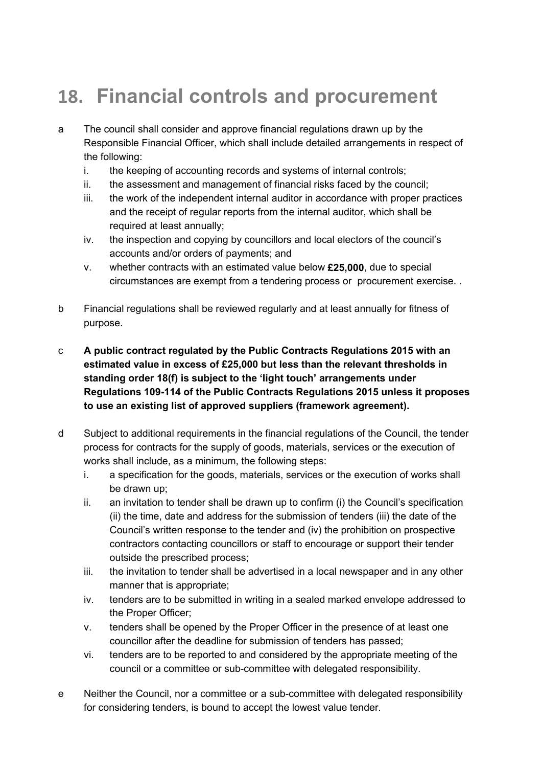# 18. Financial controls and procurement

a The council shall consider and approve financial regulations drawn up by the Responsible Financial Officer, which shall include detailed arrangements in respect of the following:

   i. the keeping of accounting records and systems of internal controls;
   ii. the assessment and management of financial risks faced by the council;
   iii. the work of the independent internal auditor in accordance with proper practices and the receipt of regular reports from the internal auditor, which shall be required at least annually;
   iv. the inspection and copying by councillors and local electors of the council's accounts and/or orders of payments; and
   v. whether contracts with an estimated value below **£25,000**, due to special circumstances are exempt from a tendering process or procurement exercise. .

b Financial regulations shall be reviewed regularly and at least annually for fitness of purpose.

c **A public contract regulated by the Public Contracts Regulations 2015 with an estimated value in excess of £25,000 but less than the relevant thresholds in standing order 18(f) is subject to the 'light touch' arrangements under Regulations 109-114 of the Public Contracts Regulations 2015 unless it proposes to use an existing list of approved suppliers (framework agreement).**

d Subject to additional requirements in the financial regulations of the Council, the tender process for contracts for the supply of goods, materials, services or the execution of works shall include, as a minimum, the following steps:

   i. a specification for the goods, materials, services or the execution of works shall be drawn up;
   ii. an invitation to tender shall be drawn up to confirm (i) the Council's specification (ii) the time, date and address for the submission of tenders (iii) the date of the Council's written response to the tender and (iv) the prohibition on prospective contractors contacting councillors or staff to encourage or support their tender outside the prescribed process;
   iii. the invitation to tender shall be advertised in a local newspaper and in any other manner that is appropriate;
   iv. tenders are to be submitted in writing in a sealed marked envelope addressed to the Proper Officer;
   v. tenders shall be opened by the Proper Officer in the presence of at least one councillor after the deadline for submission of tenders has passed;
   vi. tenders are to be reported to and considered by the appropriate meeting of the council or a committee or sub-committee with delegated responsibility.

e Neither the Council, nor a committee or a sub-committee with delegated responsibility for considering tenders, is bound to accept the lowest value tender.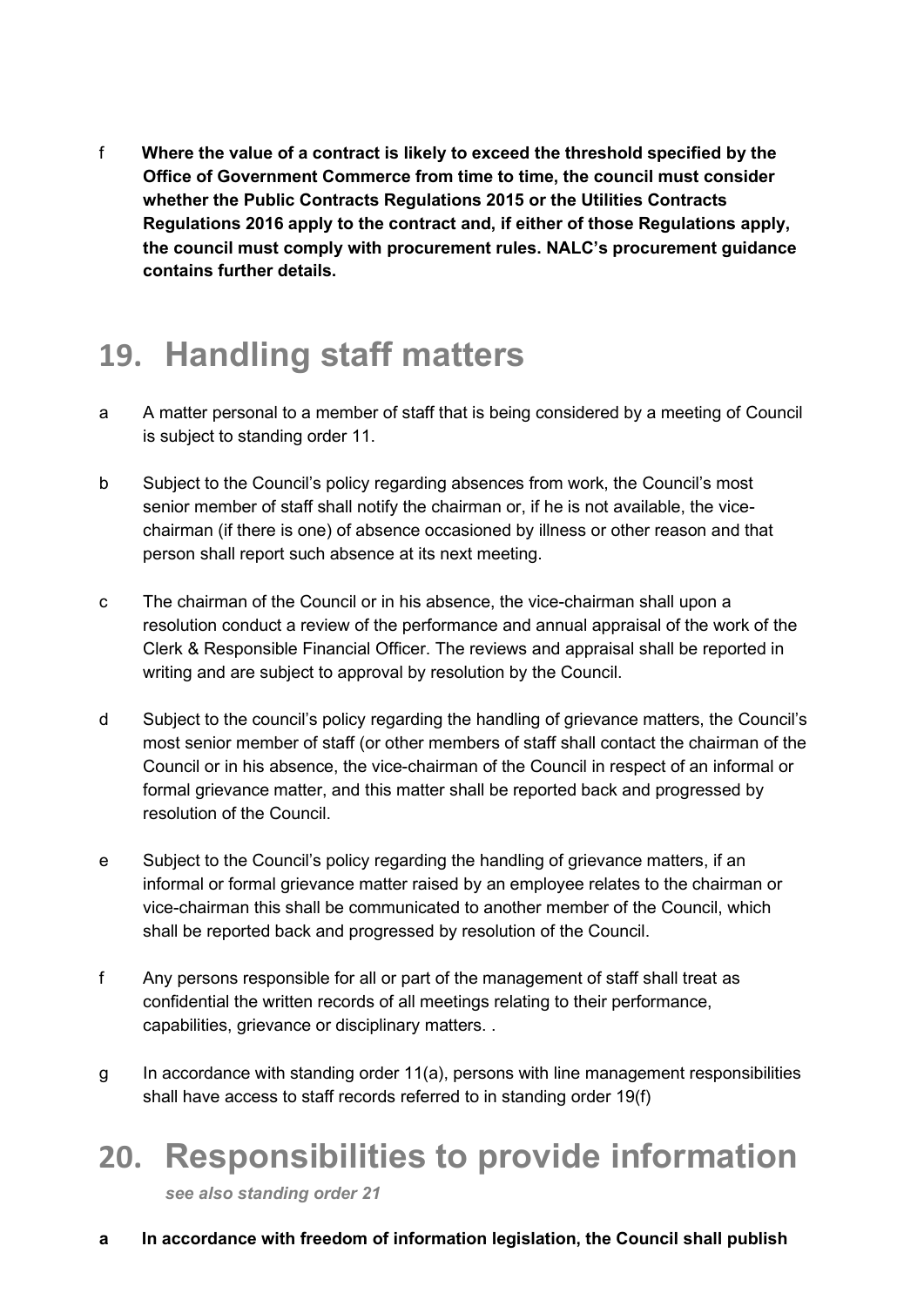f **Where the value of a contract is likely to exceed the threshold specified by the Office of Government Commerce from time to time, the council must consider whether the Public Contracts Regulations 2015 or the Utilities Contracts Regulations 2016 apply to the contract and, if either of those Regulations apply, the council must comply with procurement rules. NALC's procurement guidance contains further details.**

# 19. Handling staff matters

a A matter personal to a member of staff that is being considered by a meeting of Council is subject to standing order 11.

b Subject to the Council's policy regarding absences from work, the Council's most senior member of staff shall notify the chairman or, if he is not available, the vice-chairman (if there is one) of absence occasioned by illness or other reason and that person shall report such absence at its next meeting.

c The chairman of the Council or in his absence, the vice-chairman shall upon a resolution conduct a review of the performance and annual appraisal of the work of the Clerk & Responsible Financial Officer. The reviews and appraisal shall be reported in writing and are subject to approval by resolution by the Council.

d Subject to the council's policy regarding the handling of grievance matters, the Council's most senior member of staff (or other members of staff shall contact the chairman of the Council or in his absence, the vice-chairman of the Council in respect of an informal or formal grievance matter, and this matter shall be reported back and progressed by resolution of the Council.

e Subject to the Council's policy regarding the handling of grievance matters, if an informal or formal grievance matter raised by an employee relates to the chairman or vice-chairman this shall be communicated to another member of the Council, which shall be reported back and progressed by resolution of the Council.

f Any persons responsible for all or part of the management of staff shall treat as confidential the written records of all meetings relating to their performance, capabilities, grievance or disciplinary matters. .

g In accordance with standing order 11(a), persons with line management responsibilities shall have access to staff records referred to in standing order 19(f)

# 20. Responsibilities to provide information

*see also standing order 21*

a **In accordance with freedom of information legislation, the Council shall publish**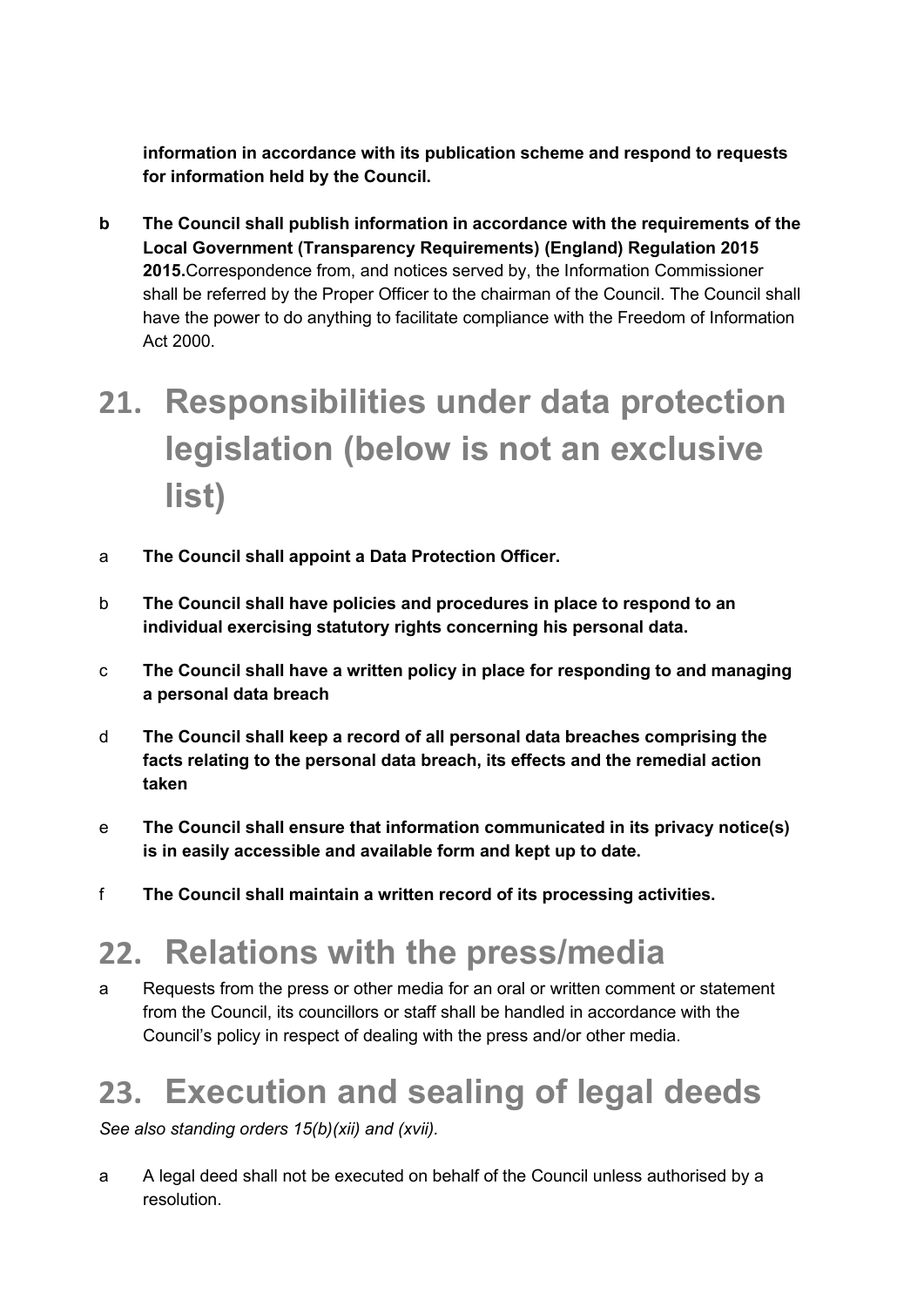**information in accordance with its publication scheme and respond to requests for information held by the Council.**

b **The Council shall publish information in accordance with the requirements of the Local Government (Transparency Requirements) (England) Regulation 2015 2015.** Correspondence from, and notices served by, the Information Commissioner shall be referred by the Proper Officer to the chairman of the Council. The Council shall have the power to do anything to facilitate compliance with the Freedom of Information Act 2000.

# 21. Responsibilities under data protection legislation (below is not an exclusive list)

a **The Council shall appoint a Data Protection Officer.**

b **The Council shall have policies and procedures in place to respond to an individual exercising statutory rights concerning his personal data.**

c **The Council shall have a written policy in place for responding to and managing a personal data breach**

d **The Council shall keep a record of all personal data breaches comprising the facts relating to the personal data breach, its effects and the remedial action taken**

e **The Council shall ensure that information communicated in its privacy notice(s) is in easily accessible and available form and kept up to date.**

f **The Council shall maintain a written record of its processing activities.**

# 22. Relations with the press/media

a Requests from the press or other media for an oral or written comment or statement from the Council, its councillors or staff shall be handled in accordance with the Council's policy in respect of dealing with the press and/or other media.

# 23. Execution and sealing of legal deeds

*See also standing orders 15(b)(xii) and (xvii).*

a A legal deed shall not be executed on behalf of the Council unless authorised by a resolution.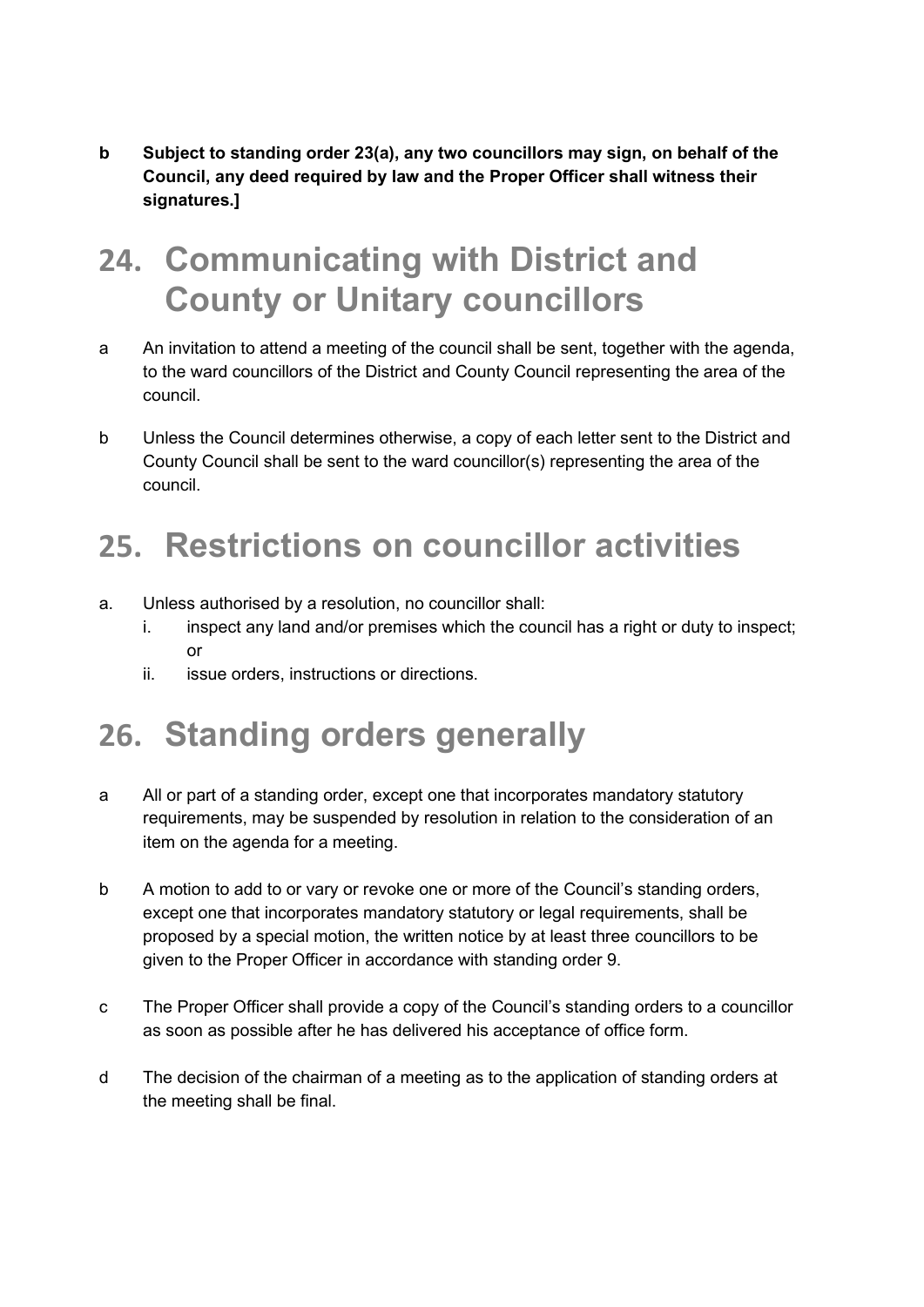**b Subject to standing order 23(a), any two councillors may sign, on behalf of the Council, any deed required by law and the Proper Officer shall witness their signatures.]**

# 24. Communicating with District and County or Unitary councillors

a An invitation to attend a meeting of the council shall be sent, together with the agenda, to the ward councillors of the District and County Council representing the area of the council.

b Unless the Council determines otherwise, a copy of each letter sent to the District and County Council shall be sent to the ward councillor(s) representing the area of the council.

# 25. Restrictions on councillor activities

a. Unless authorised by a resolution, no councillor shall:
   i. inspect any land and/or premises which the council has a right or duty to inspect; or
   ii. issue orders, instructions or directions.

# 26. Standing orders generally

a All or part of a standing order, except one that incorporates mandatory statutory requirements, may be suspended by resolution in relation to the consideration of an item on the agenda for a meeting.

b A motion to add to or vary or revoke one or more of the Council's standing orders, except one that incorporates mandatory statutory or legal requirements, shall be proposed by a special motion, the written notice by at least three councillors to be given to the Proper Officer in accordance with standing order 9.

c The Proper Officer shall provide a copy of the Council's standing orders to a councillor as soon as possible after he has delivered his acceptance of office form.

d The decision of the chairman of a meeting as to the application of standing orders at the meeting shall be final.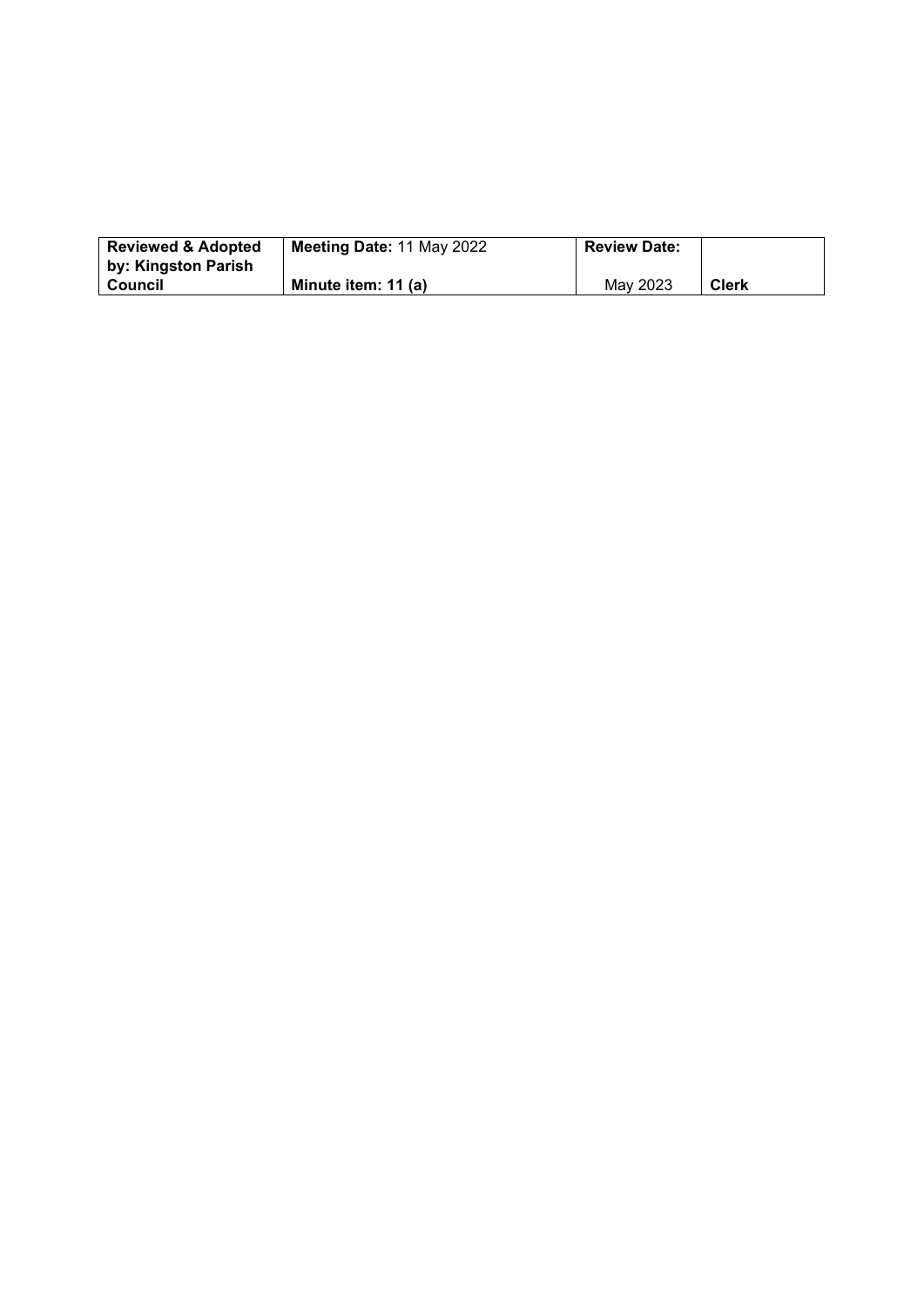| | | | |
|---|---|---|---|
| **Reviewed & Adopted by: Kingston Parish Council** | **Meeting Date:** 11 May 2022<br>**Minute item: 11 (a)** | **Review Date:**<br>May 2023 | **Clerk** |